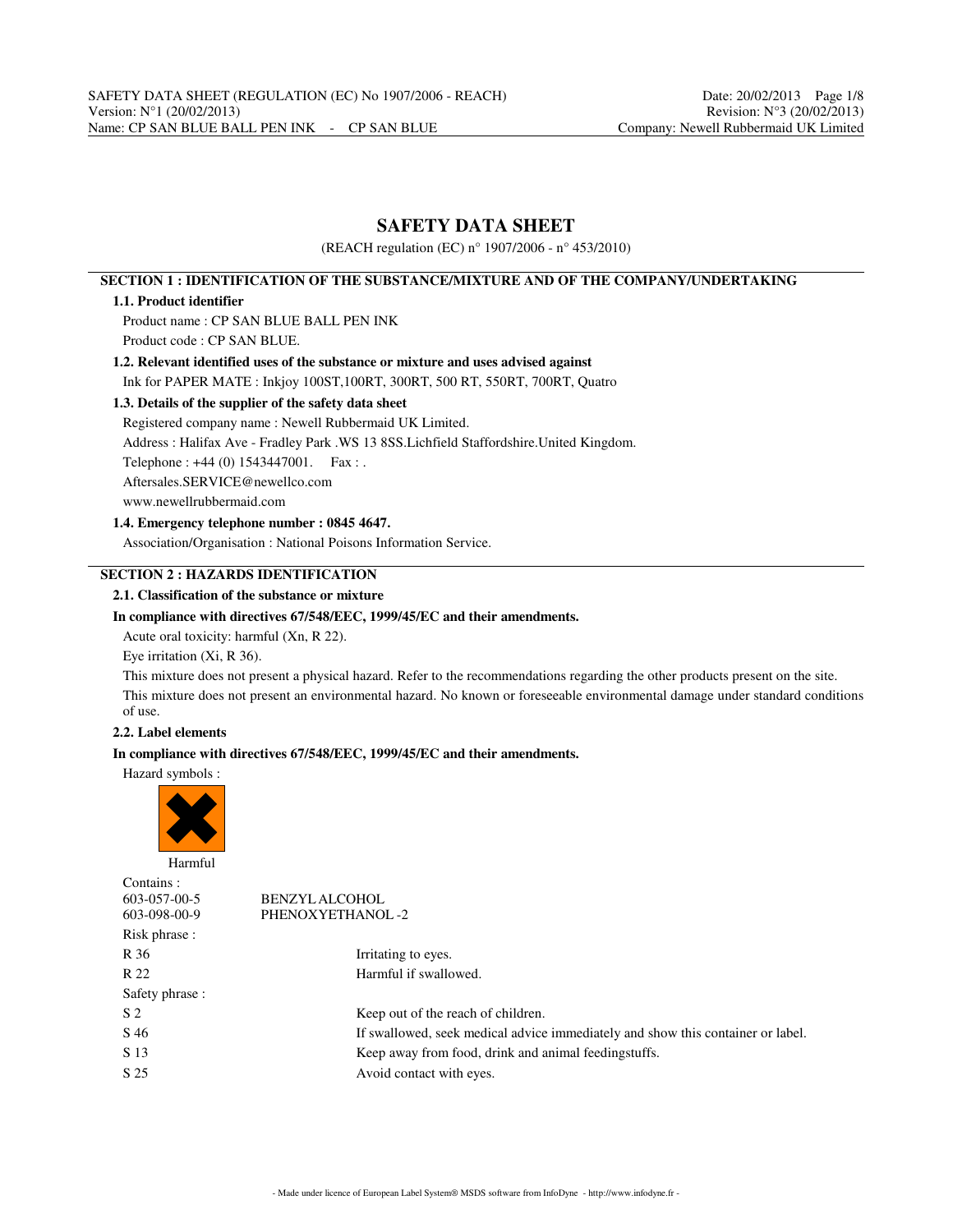# SAFETY DATA SHEET

(REACH regulation (EC) n° 1907/2006 - n° 453/2010)

## SECTION 1 : IDENTIFICATION OF THE SUBSTANCE/MIXTURE AND OF THE COMPANY/UNDERTAKING

### 1.1. Product identifier

Product name : CP SAN BLUE BALL PEN INK

Product code : CP SAN BLUE.

### 1.2. Relevant identified uses of the substance or mixture and uses advised against

Ink for PAPER MATE : Inkjoy 100ST,100RT, 300RT, 500 RT, 550RT, 700RT, Quatro

### 1.3. Details of the supplier of the safety data sheet

Registered company name : Newell Rubbermaid UK Limited.

Address : Halifax Ave - Fradley Park .WS 13 8SS.Lichfield Staffordshire.United Kingdom.

Telephone : +44 (0) 1543447001. Fax : .

Aftersales.SERVICE@newellco.com

www.newellrubbermaid.com

### 1.4. Emergency telephone number : 0845 4647.

Association/Organisation : National Poisons Information Service.

## SECTION 2 : HAZARDS IDENTIFICATION

### 2.1. Classification of the substance or mixture

**In compliance with directives 67/548/EEC, 1999/45/EC and their amendments.**

Acute oral toxicity: harmful (Xn, R 22).

Eye irritation (Xi, R 36).

This mixture does not present a physical hazard. Refer to the recommendations regarding the other products present on the site.

This mixture does not present an environmental hazard. No known or foreseeable environmental damage under standard conditions of use.

### 2.2. Label elements

**In compliance with directives 67/548/EEC, 1999/45/EC and their amendments.**

Hazard symbols :

Harmful

Contains :

| | |
|---|---|
| 603-057-00-5 | BENZYL ALCOHOL |
| 603-098-00-9 | PHENOXYETHANOL -2 |

Risk phrase :

| | |
|---|---|
| R 36 | Irritating to eyes. |
| R 22 | Harmful if swallowed. |

Safety phrase :

| | |
|---|---|
| S 2 | Keep out of the reach of children. |
| S 46 | If swallowed, seek medical advice immediately and show this container or label. |
| S 13 | Keep away from food, drink and animal feedingstuffs. |
| S 25 | Avoid contact with eyes. |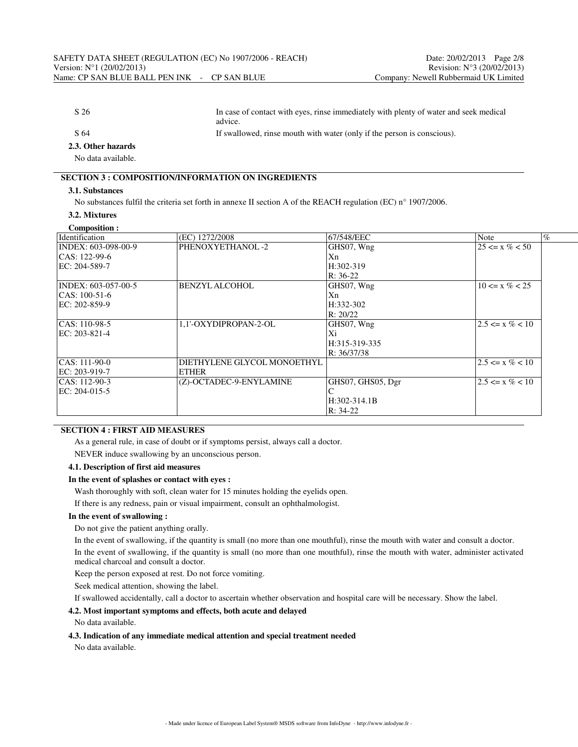S 26 In case of contact with eyes, rinse immediately with plenty of water and seek medical advice.

S 64 If swallowed, rinse mouth with water (only if the person is conscious).

### 2.3. Other hazards

No data available.

## SECTION 3 : COMPOSITION/INFORMATION ON INGREDIENTS

### 3.1. Substances

No substances fulfil the criteria set forth in annexe II section A of the REACH regulation (EC) n° 1907/2006.

### 3.2. Mixtures

**Composition :**

| Identification | (EC) 1272/2008 | 67/548/EEC | Note | % |
|---|---|---|---|---|
| INDEX: 603-098-00-9<br>CAS: 122-99-6<br>EC: 204-589-7 | PHENOXYETHANOL -2 | GHS07, Wng<br>Xn<br>H:302-319<br>R: 36-22 | 25 <= x % < 50 | |
| INDEX: 603-057-00-5<br>CAS: 100-51-6<br>EC: 202-859-9 | BENZYL ALCOHOL | GHS07, Wng<br>Xn<br>H:332-302<br>R: 20/22 | 10 <= x % < 25 | |
| CAS: 110-98-5<br>EC: 203-821-4 | 1,1'-OXYDIPROPAN-2-OL | GHS07, Wng<br>Xi<br>H:315-319-335<br>R: 36/37/38 | 2.5 <= x % < 10 | |
| CAS: 111-90-0<br>EC: 203-919-7 | DIETHYLENE GLYCOL MONOETHYL ETHER | | 2.5 <= x % < 10 | |
| CAS: 112-90-3<br>EC: 204-015-5 | (Z)-OCTADEC-9-ENYLAMINE | GHS07, GHS05, Dgr<br>C<br>H:302-314.1B<br>R: 34-22 | 2.5 <= x % < 10 | |

## SECTION 4 : FIRST AID MEASURES

As a general rule, in case of doubt or if symptoms persist, always call a doctor.

NEVER induce swallowing by an unconscious person.

### 4.1. Description of first aid measures

**In the event of splashes or contact with eyes :**

Wash thoroughly with soft, clean water for 15 minutes holding the eyelids open.

If there is any redness, pain or visual impairment, consult an ophthalmologist.

**In the event of swallowing :**

Do not give the patient anything orally.

In the event of swallowing, if the quantity is small (no more than one mouthful), rinse the mouth with water and consult a doctor.

In the event of swallowing, if the quantity is small (no more than one mouthful), rinse the mouth with water, administer activated medical charcoal and consult a doctor.

Keep the person exposed at rest. Do not force vomiting.

Seek medical attention, showing the label.

If swallowed accidentally, call a doctor to ascertain whether observation and hospital care will be necessary. Show the label.

### 4.2. Most important symptoms and effects, both acute and delayed

No data available.

### 4.3. Indication of any immediate medical attention and special treatment needed

No data available.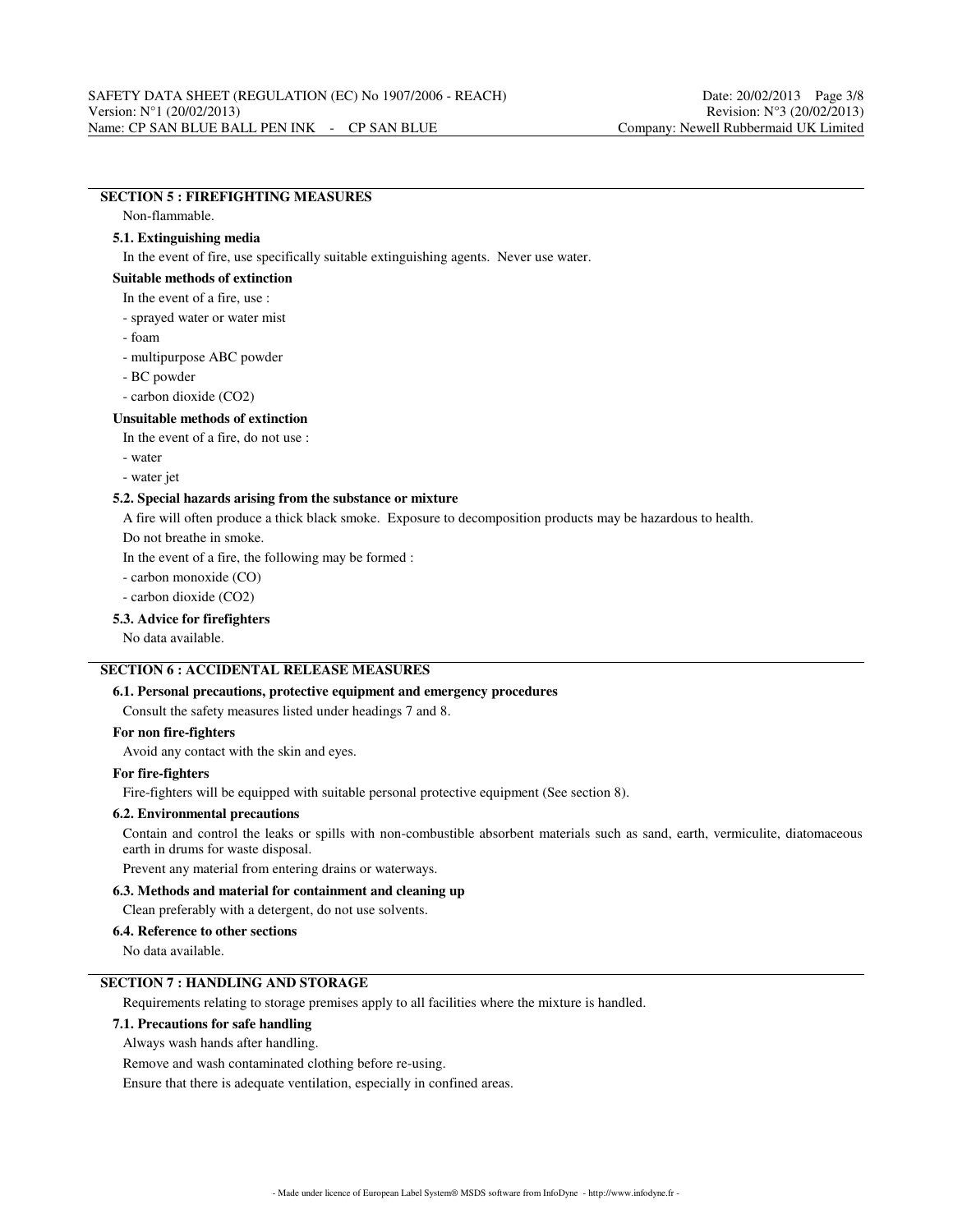## SECTION 5 : FIREFIGHTING MEASURES

Non-flammable.

### 5.1. Extinguishing media

In the event of fire, use specifically suitable extinguishing agents. Never use water.

**Suitable methods of extinction**

In the event of a fire, use :

- sprayed water or water mist
- foam
- multipurpose ABC powder
- BC powder
- carbon dioxide ($CO_2$)

**Unsuitable methods of extinction**

In the event of a fire, do not use :

- water
- water jet

### 5.2. Special hazards arising from the substance or mixture

A fire will often produce a thick black smoke. Exposure to decomposition products may be hazardous to health.

Do not breathe in smoke.

In the event of a fire, the following may be formed :

- carbon monoxide (CO)
- carbon dioxide ($CO_2$)

### 5.3. Advice for firefighters

No data available.

## SECTION 6 : ACCIDENTAL RELEASE MEASURES

### 6.1. Personal precautions, protective equipment and emergency procedures

Consult the safety measures listed under headings 7 and 8.

**For non fire-fighters**

Avoid any contact with the skin and eyes.

**For fire-fighters**

Fire-fighters will be equipped with suitable personal protective equipment (See section 8).

### 6.2. Environmental precautions

Contain and control the leaks or spills with non-combustible absorbent materials such as sand, earth, vermiculite, diatomaceous earth in drums for waste disposal.

Prevent any material from entering drains or waterways.

### 6.3. Methods and material for containment and cleaning up

Clean preferably with a detergent, do not use solvents.

### 6.4. Reference to other sections

No data available.

## SECTION 7 : HANDLING AND STORAGE

Requirements relating to storage premises apply to all facilities where the mixture is handled.

### 7.1. Precautions for safe handling

Always wash hands after handling.

Remove and wash contaminated clothing before re-using.

Ensure that there is adequate ventilation, especially in confined areas.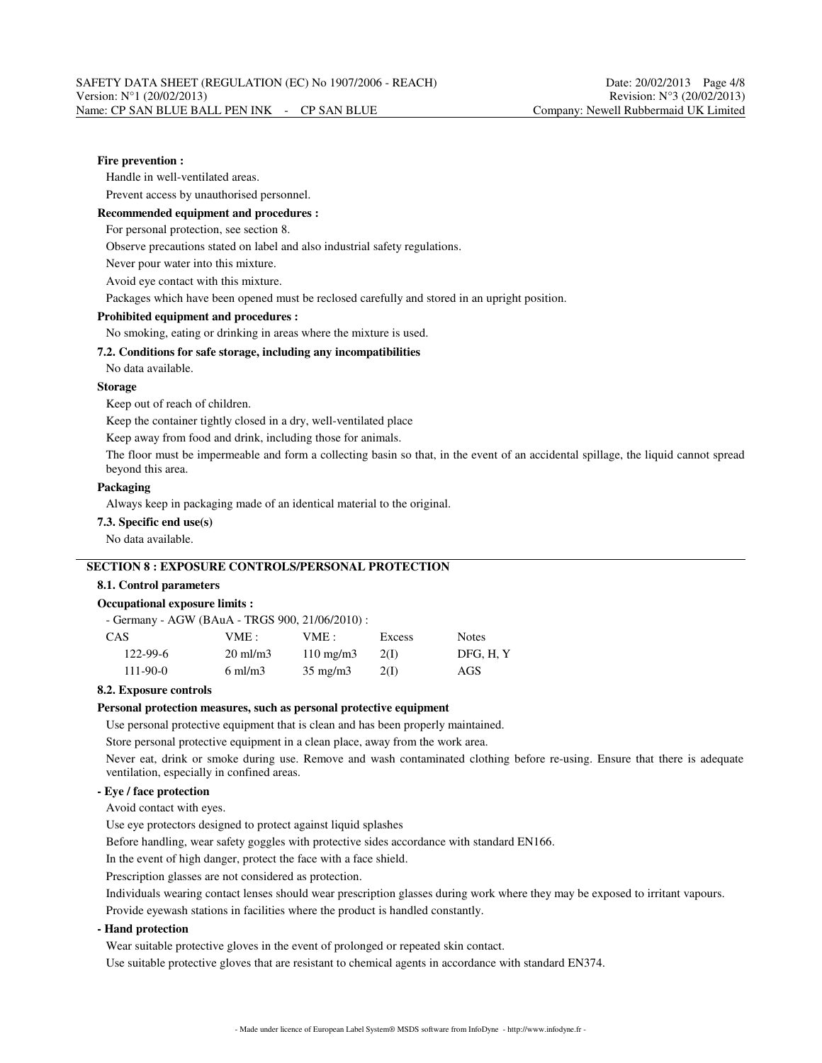**Fire prevention :**

Handle in well-ventilated areas.

Prevent access by unauthorised personnel.

**Recommended equipment and procedures :**

For personal protection, see section 8.

Observe precautions stated on label and also industrial safety regulations.

Never pour water into this mixture.

Avoid eye contact with this mixture.

Packages which have been opened must be reclosed carefully and stored in an upright position.

**Prohibited equipment and procedures :**

No smoking, eating or drinking in areas where the mixture is used.

**7.2. Conditions for safe storage, including any incompatibilities**

No data available.

**Storage**

Keep out of reach of children.

Keep the container tightly closed in a dry, well-ventilated place

Keep away from food and drink, including those for animals.

The floor must be impermeable and form a collecting basin so that, in the event of an accidental spillage, the liquid cannot spread beyond this area.

**Packaging**

Always keep in packaging made of an identical material to the original.

**7.3. Specific end use(s)**

No data available.

## SECTION 8 : EXPOSURE CONTROLS/PERSONAL PROTECTION

**8.1. Control parameters**

**Occupational exposure limits :**

- Germany - AGW (BAuA - TRGS 900, 21/06/2010) :

| CAS | VME : | VME : | Excess | Notes |
|---|---|---|---|---|
| 122-99-6 | 20 ml/m3 | 110 mg/m3 | 2(I) | DFG, H, Y |
| 111-90-0 | 6 ml/m3 | 35 mg/m3 | 2(I) | AGS |

**8.2. Exposure controls**

**Personal protection measures, such as personal protective equipment**

Use personal protective equipment that is clean and has been properly maintained.

Store personal protective equipment in a clean place, away from the work area.

Never eat, drink or smoke during use. Remove and wash contaminated clothing before re-using. Ensure that there is adequate ventilation, especially in confined areas.

**- Eye / face protection**

Avoid contact with eyes.

Use eye protectors designed to protect against liquid splashes

Before handling, wear safety goggles with protective sides accordance with standard EN166.

In the event of high danger, protect the face with a face shield.

Prescription glasses are not considered as protection.

Individuals wearing contact lenses should wear prescription glasses during work where they may be exposed to irritant vapours.

Provide eyewash stations in facilities where the product is handled constantly.

**- Hand protection**

Wear suitable protective gloves in the event of prolonged or repeated skin contact.

Use suitable protective gloves that are resistant to chemical agents in accordance with standard EN374.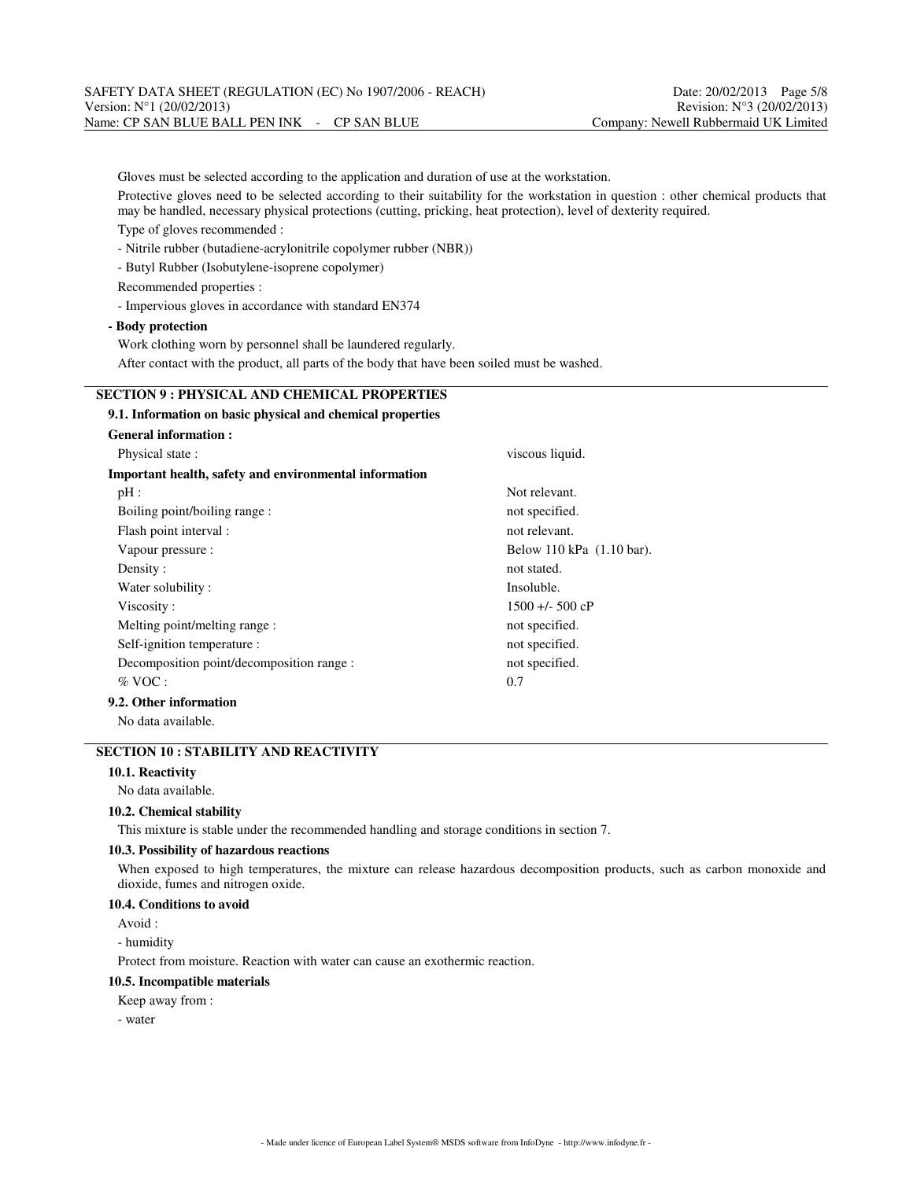Gloves must be selected according to the application and duration of use at the workstation.

Protective gloves need to be selected according to their suitability for the workstation in question : other chemical products that may be handled, necessary physical protections (cutting, pricking, heat protection), level of dexterity required.

Type of gloves recommended :

- Nitrile rubber (butadiene-acrylonitrile copolymer rubber (NBR))
- Butyl Rubber (Isobutylene-isoprene copolymer)

Recommended properties :

- Impervious gloves in accordance with standard EN374

**- Body protection**

Work clothing worn by personnel shall be laundered regularly.

After contact with the product, all parts of the body that have been soiled must be washed.

## SECTION 9 : PHYSICAL AND CHEMICAL PROPERTIES

### 9.1. Information on basic physical and chemical properties

**General information :**

| | |
|---|---|
| Physical state : | viscous liquid. |

**Important health, safety and environmental information**

| | |
|---|---|
| pH : | Not relevant. |
| Boiling point/boiling range : | not specified. |
| Flash point interval : | not relevant. |
| Vapour pressure : | Below 110 kPa (1.10 bar). |
| Density : | not stated. |
| Water solubility : | Insoluble. |
| Viscosity : | 1500 +/- 500 cP |
| Melting point/melting range : | not specified. |
| Self-ignition temperature : | not specified. |
| Decomposition point/decomposition range : | not specified. |
| % VOC : | 0.7 |

### 9.2. Other information

No data available.

## SECTION 10 : STABILITY AND REACTIVITY

### 10.1. Reactivity

No data available.

### 10.2. Chemical stability

This mixture is stable under the recommended handling and storage conditions in section 7.

### 10.3. Possibility of hazardous reactions

When exposed to high temperatures, the mixture can release hazardous decomposition products, such as carbon monoxide and dioxide, fumes and nitrogen oxide.

### 10.4. Conditions to avoid

Avoid :

- humidity

Protect from moisture. Reaction with water can cause an exothermic reaction.

### 10.5. Incompatible materials

Keep away from :

- water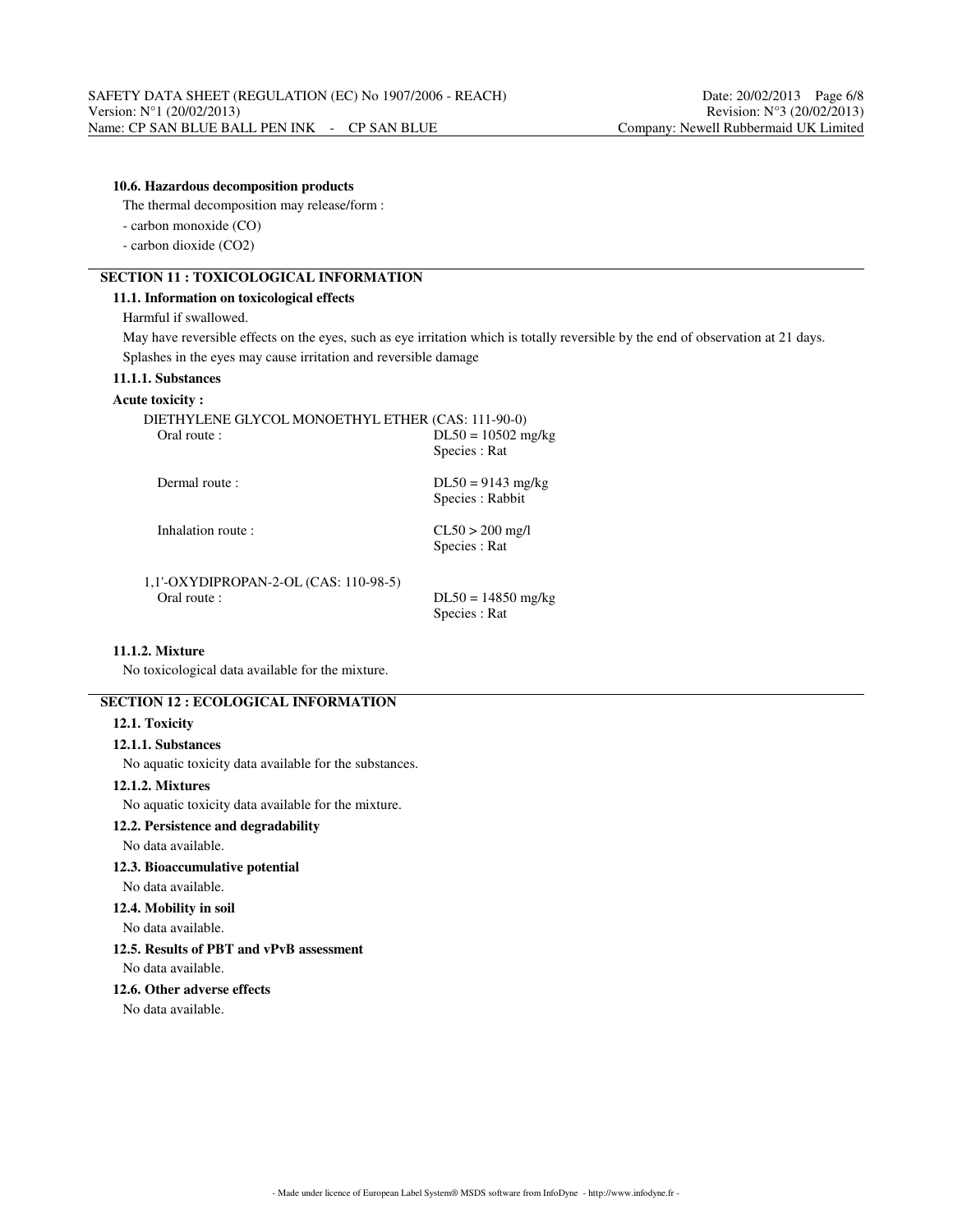#### 10.6. Hazardous decomposition products

The thermal decomposition may release/form :

- carbon monoxide (CO)
- carbon dioxide ($CO_2$)

## SECTION 11 : TOXICOLOGICAL INFORMATION

### 11.1. Information on toxicological effects

Harmful if swallowed.

May have reversible effects on the eyes, such as eye irritation which is totally reversible by the end of observation at 21 days.

Splashes in the eyes may cause irritation and reversible damage

#### 11.1.1. Substances

**Acute toxicity :**

DIETHYLENE GLYCOL MONOETHYL ETHER (CAS: 111-90-0)

| | |
|---|---|
| Oral route : | DL50 = 10502 mg/kg<br>Species : Rat |
| Dermal route : | DL50 = 9143 mg/kg<br>Species : Rabbit |
| Inhalation route : | CL50 > 200 mg/l<br>Species : Rat |

1,1'-OXYDIPROPAN-2-OL (CAS: 110-98-5)

| | |
|---|---|
| Oral route : | DL50 = 14850 mg/kg<br>Species : Rat |

#### 11.1.2. Mixture

No toxicological data available for the mixture.

## SECTION 12 : ECOLOGICAL INFORMATION

### 12.1. Toxicity

#### 12.1.1. Substances

No aquatic toxicity data available for the substances.

#### 12.1.2. Mixtures

No aquatic toxicity data available for the mixture.

### 12.2. Persistence and degradability

No data available.

### 12.3. Bioaccumulative potential

No data available.

### 12.4. Mobility in soil

No data available.

### 12.5. Results of PBT and vPvB assessment

No data available.

### 12.6. Other adverse effects

No data available.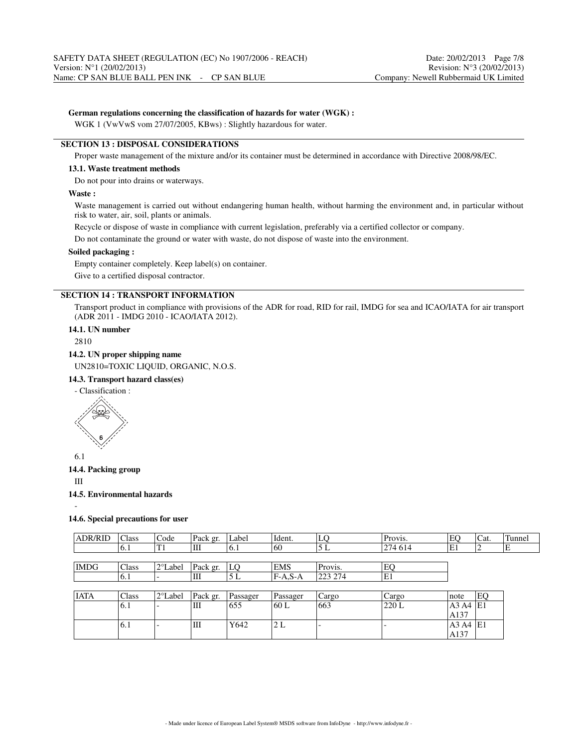**German regulations concerning the classification of hazards for water (WGK) :**

WGK 1 (VwVwS vom 27/07/2005, KBws) : Slightly hazardous for water.

## SECTION 13 : DISPOSAL CONSIDERATIONS

Proper waste management of the mixture and/or its container must be determined in accordance with Directive 2008/98/EC.

### 13.1. Waste treatment methods

Do not pour into drains or waterways.

**Waste :**

Waste management is carried out without endangering human health, without harming the environment and, in particular without risk to water, air, soil, plants or animals.

Recycle or dispose of waste in compliance with current legislation, preferably via a certified collector or company.

Do not contaminate the ground or water with waste, do not dispose of waste into the environment.

**Soiled packaging :**

Empty container completely. Keep label(s) on container.

Give to a certified disposal contractor.

## SECTION 14 : TRANSPORT INFORMATION

Transport product in compliance with provisions of the ADR for road, RID for rail, IMDG for sea and ICAO/IATA for air transport (ADR 2011 - IMDG 2010 - ICAO/IATA 2012).

### 14.1. UN number

2810

### 14.2. UN proper shipping name

UN2810=TOXIC LIQUID, ORGANIC, N.O.S.

### 14.3. Transport hazard class(es)

- Classification :

6.1

### 14.4. Packing group

III

### 14.5. Environmental hazards

-

### 14.6. Special precautions for user

| ADR/RID | Class | Code | Pack gr. | Label | Ident. | LQ | Provis. | EQ | Cat. | Tunnel |
|---|---|---|---|---|---|---|---|---|---|---|
| | 6.1 | T1 | III | 6.1 | 60 | 5 L | 274 614 | E1 | 2 | E |

| IMDG | Class | 2°Label | Pack gr. | LQ | EMS | Provis. | EQ |
|---|---|---|---|---|---|---|---|
| | 6.1 | - | III | 5 L | F-A,S-A | 223 274 | E1 |

| IATA | Class | 2°Label | Pack gr. | Passager | Passager | Cargo | Cargo | note | EQ |
|---|---|---|---|---|---|---|---|---|---|
| | 6.1 | - | III | 655 | 60 L | 663 | 220 L | A3 A4 A137 | E1 |
| | 6.1 | - | III | Y642 | 2 L | - | - | A3 A4 A137 | E1 |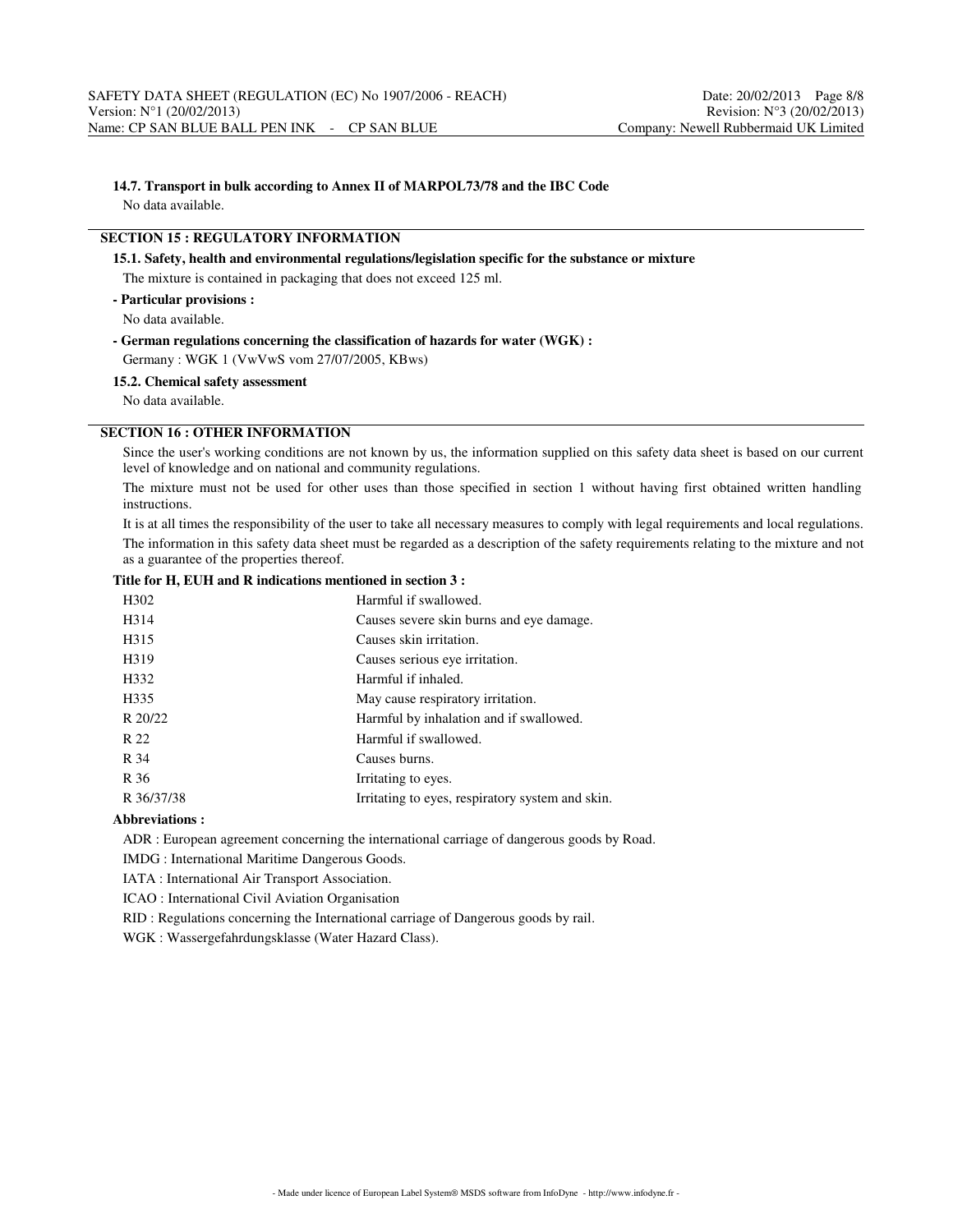#### 14.7. Transport in bulk according to Annex II of MARPOL73/78 and the IBC Code

No data available.

## SECTION 15 : REGULATORY INFORMATION

### 15.1. Safety, health and environmental regulations/legislation specific for the substance or mixture

The mixture is contained in packaging that does not exceed 125 ml.

**- Particular provisions :**

No data available.

**- German regulations concerning the classification of hazards for water (WGK) :**

Germany : WGK 1 (VwVwS vom 27/07/2005, KBws)

### 15.2. Chemical safety assessment

No data available.

## SECTION 16 : OTHER INFORMATION

Since the user's working conditions are not known by us, the information supplied on this safety data sheet is based on our current level of knowledge and on national and community regulations.

The mixture must not be used for other uses than those specified in section 1 without having first obtained written handling instructions.

It is at all times the responsibility of the user to take all necessary measures to comply with legal requirements and local regulations.

The information in this safety data sheet must be regarded as a description of the safety requirements relating to the mixture and not as a guarantee of the properties thereof.

**Title for H, EUH and R indications mentioned in section 3 :**

| | |
|---|---|
| H302 | Harmful if swallowed. |
| H314 | Causes severe skin burns and eye damage. |
| H315 | Causes skin irritation. |
| H319 | Causes serious eye irritation. |
| H332 | Harmful if inhaled. |
| H335 | May cause respiratory irritation. |
| R 20/22 | Harmful by inhalation and if swallowed. |
| R 22 | Harmful if swallowed. |
| R 34 | Causes burns. |
| R 36 | Irritating to eyes. |
| R 36/37/38 | Irritating to eyes, respiratory system and skin. |

**Abbreviations :**

ADR : European agreement concerning the international carriage of dangerous goods by Road.

IMDG : International Maritime Dangerous Goods.

IATA : International Air Transport Association.

ICAO : International Civil Aviation Organisation

RID : Regulations concerning the International carriage of Dangerous goods by rail.

WGK : Wassergefahrdungsklasse (Water Hazard Class).